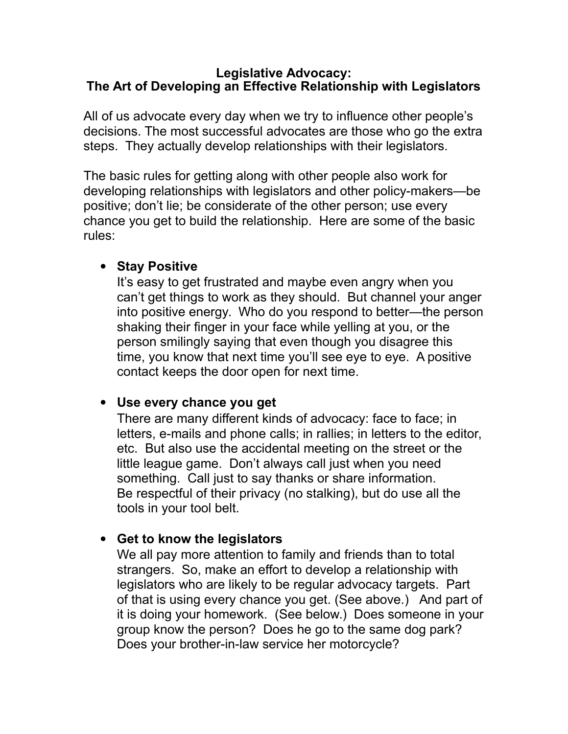# Legislative Advocacy:
# The Art of Developing an Effective Relationship with Legislators

All of us advocate every day when we try to influence other people's decisions. The most successful advocates are those who go the extra steps. They actually develop relationships with their legislators.

The basic rules for getting along with other people also work for developing relationships with legislators and other policy-makers—be positive; don't lie; be considerate of the other person; use every chance you get to build the relationship. Here are some of the basic rules:

- **Stay Positive**
  It's easy to get frustrated and maybe even angry when you can't get things to work as they should. But channel your anger into positive energy. Who do you respond to better—the person shaking their finger in your face while yelling at you, or the person smilingly saying that even though you disagree this time, you know that next time you'll see eye to eye. A positive contact keeps the door open for next time.

- **Use every chance you get**
  There are many different kinds of advocacy: face to face; in letters, e-mails and phone calls; in rallies; in letters to the editor, etc. But also use the accidental meeting on the street or the little league game. Don't always call just when you need something. Call just to say thanks or share information. Be respectful of their privacy (no stalking), but do use all the tools in your tool belt.

- **Get to know the legislators**
  We all pay more attention to family and friends than to total strangers. So, make an effort to develop a relationship with legislators who are likely to be regular advocacy targets. Part of that is using every chance you get. (See above.) And part of it is doing your homework. (See below.) Does someone in your group know the person? Does he go to the same dog park? Does your brother-in-law service her motorcycle?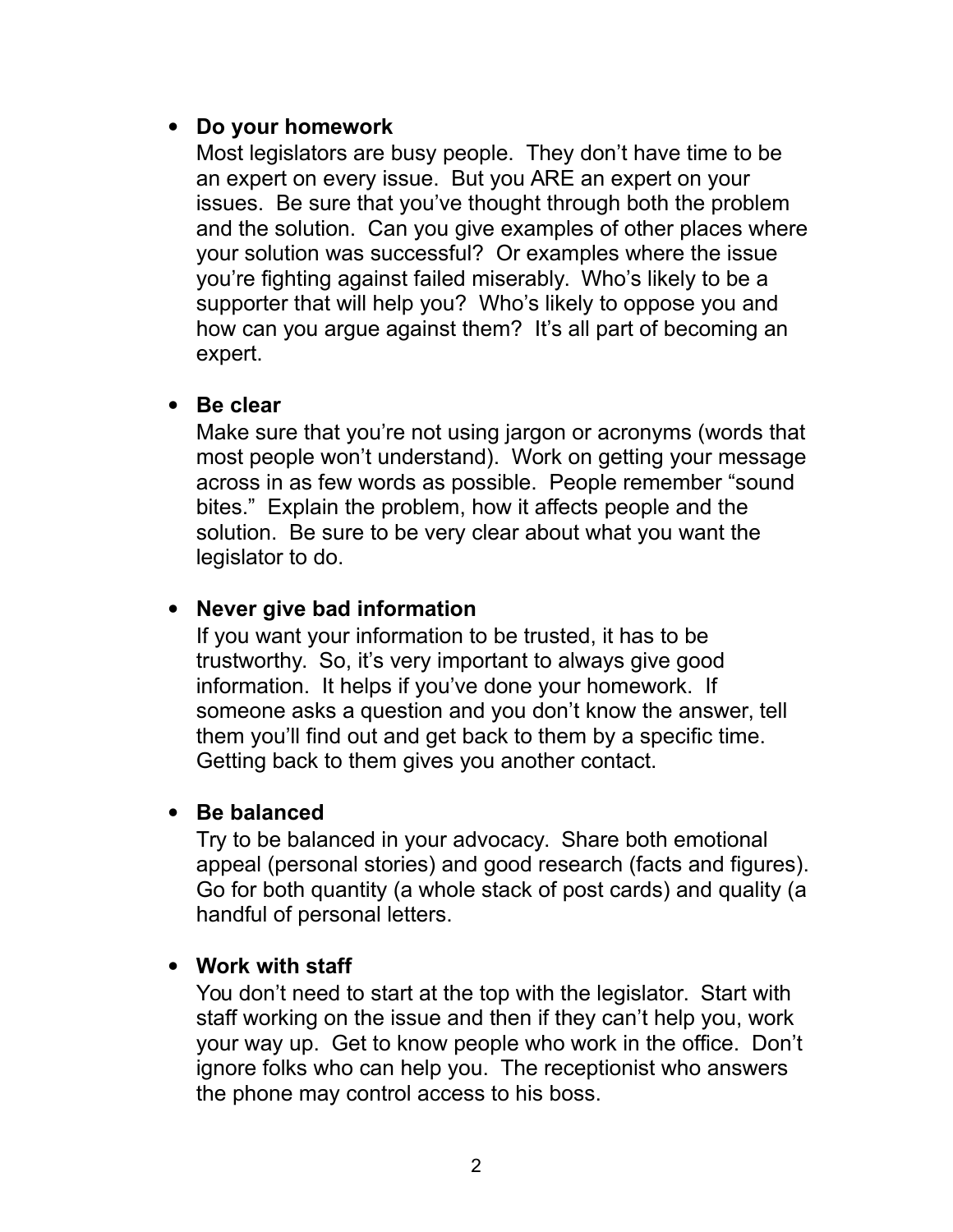- **Do your homework**
  Most legislators are busy people. They don't have time to be an expert on every issue. But you ARE an expert on your issues. Be sure that you've thought through both the problem and the solution. Can you give examples of other places where your solution was successful? Or examples where the issue you're fighting against failed miserably. Who's likely to be a supporter that will help you? Who's likely to oppose you and how can you argue against them? It's all part of becoming an expert.

- **Be clear**
  Make sure that you're not using jargon or acronyms (words that most people won't understand). Work on getting your message across in as few words as possible. People remember "sound bites." Explain the problem, how it affects people and the solution. Be sure to be very clear about what you want the legislator to do.

- **Never give bad information**
  If you want your information to be trusted, it has to be trustworthy. So, it's very important to always give good information. It helps if you've done your homework. If someone asks a question and you don't know the answer, tell them you'll find out and get back to them by a specific time. Getting back to them gives you another contact.

- **Be balanced**
  Try to be balanced in your advocacy. Share both emotional appeal (personal stories) and good research (facts and figures). Go for both quantity (a whole stack of post cards) and quality (a handful of personal letters.

- **Work with staff**
  You don't need to start at the top with the legislator. Start with staff working on the issue and then if they can't help you, work your way up. Get to know people who work in the office. Don't ignore folks who can help you. The receptionist who answers the phone may control access to his boss.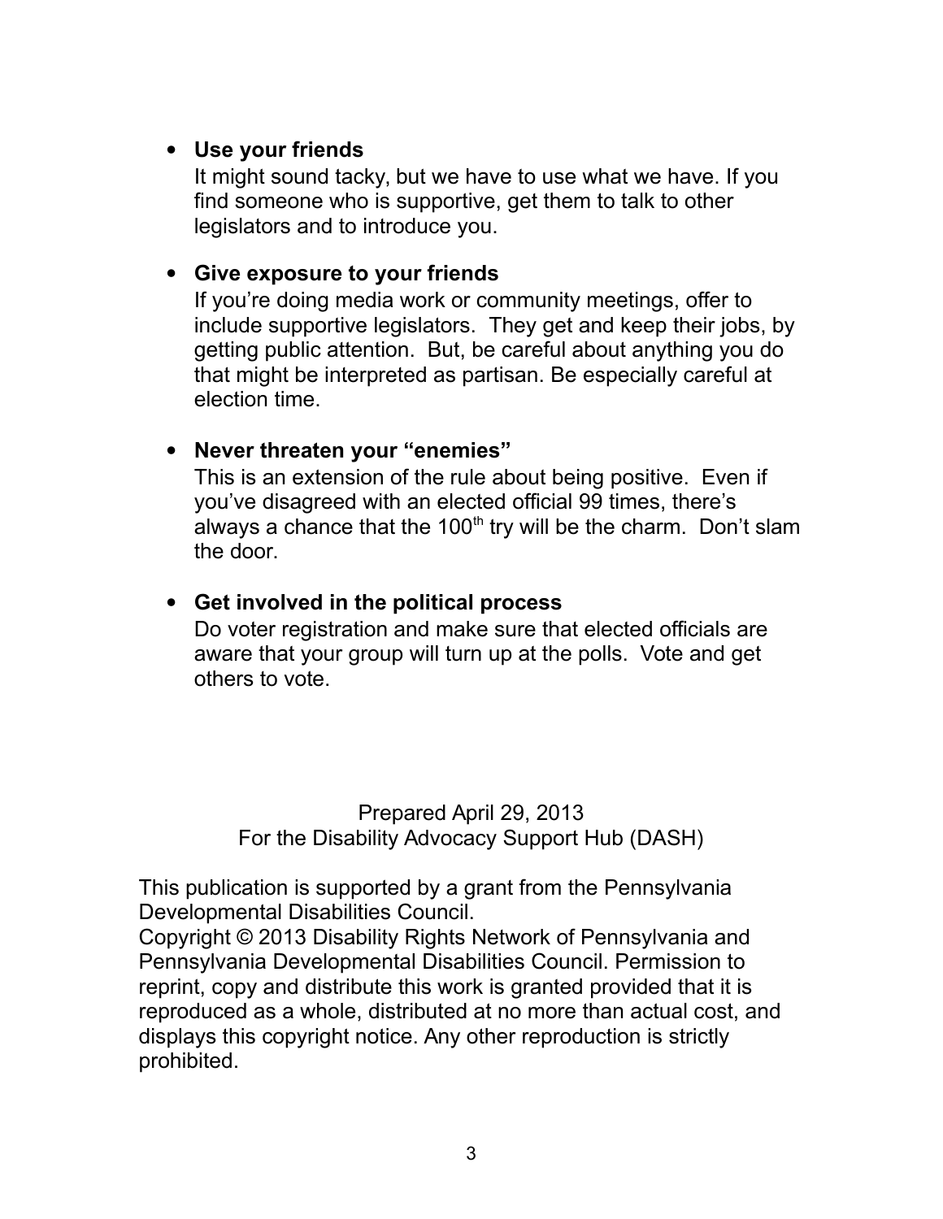- **Use your friends**
  It might sound tacky, but we have to use what we have. If you find someone who is supportive, get them to talk to other legislators and to introduce you.

- **Give exposure to your friends**
  If you're doing media work or community meetings, offer to include supportive legislators. They get and keep their jobs, by getting public attention. But, be careful about anything you do that might be interpreted as partisan. Be especially careful at election time.

- **Never threaten your "enemies"**
  This is an extension of the rule about being positive. Even if you've disagreed with an elected official 99 times, there's always a chance that the 100th try will be the charm. Don't slam the door.

- **Get involved in the political process**
  Do voter registration and make sure that elected officials are aware that your group will turn up at the polls. Vote and get others to vote.

Prepared April 29, 2013
For the Disability Advocacy Support Hub (DASH)

This publication is supported by a grant from the Pennsylvania Developmental Disabilities Council.
Copyright © 2013 Disability Rights Network of Pennsylvania and Pennsylvania Developmental Disabilities Council. Permission to reprint, copy and distribute this work is granted provided that it is reproduced as a whole, distributed at no more than actual cost, and displays this copyright notice. Any other reproduction is strictly prohibited.